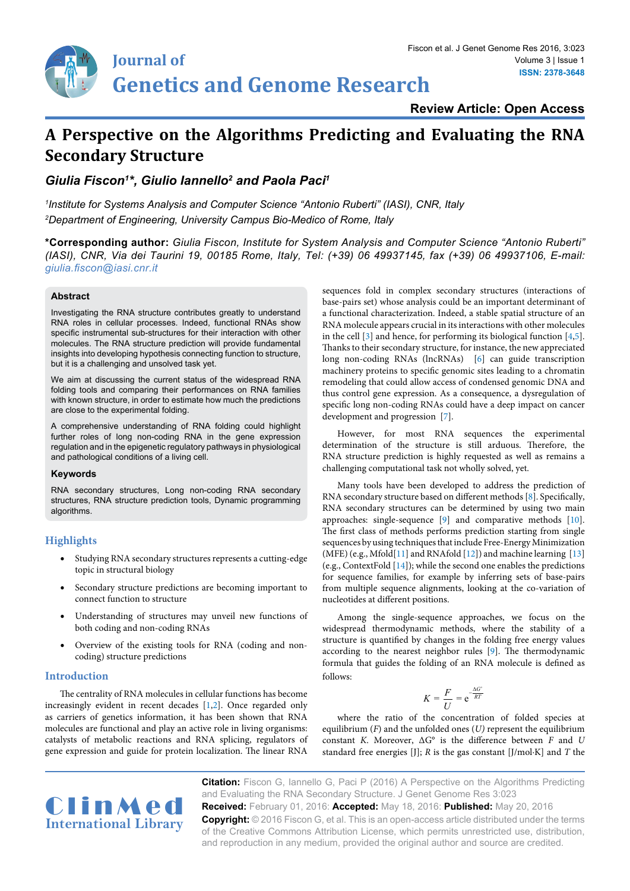Review Article: Open Access

# A Perspective on the Algorithms Predicting and Evaluating the RNA Secondary Structure

***Giulia Fiscon[1]\*, Giulio Iannello[2] and Paola Paci[1]***

*[1]Institute for Systems Analysis and Computer Science "Antonio Ruberti" (IASI), CNR, Italy*

*[2]Department of Engineering, University Campus Bio-Medico of Rome, Italy*

**\*Corresponding author:** *Giulia Fiscon, Institute for System Analysis and Computer Science "Antonio Ruberti" (IASI), CNR, Via dei Taurini 19, 00185 Rome, Italy, Tel: (+39) 06 49937145, fax (+39) 06 49937106, E-mail: giulia.fiscon@iasi.cnr.it*

### Abstract

Investigating the RNA structure contributes greatly to understand RNA roles in cellular processes. Indeed, functional RNAs show specific instrumental sub-structures for their interaction with other molecules. The RNA structure prediction will provide fundamental insights into developing hypothesis connecting function to structure, but it is a challenging and unsolved task yet.

We aim at discussing the current status of the widespread RNA folding tools and comparing their performances on RNA families with known structure, in order to estimate how much the predictions are close to the experimental folding.

A comprehensive understanding of RNA folding could highlight further roles of long non-coding RNA in the gene expression regulation and in the epigenetic regulatory pathways in physiological and pathological conditions of a living cell.

### Keywords

RNA secondary structures, Long non-coding RNA secondary structures, RNA structure prediction tools, Dynamic programming algorithms.

## Highlights

- Studying RNA secondary structures represents a cutting-edge topic in structural biology
- Secondary structure predictions are becoming important to connect function to structure
- Understanding of structures may unveil new functions of both coding and non-coding RNAs
- Overview of the existing tools for RNA (coding and non-coding) structure predictions

## Introduction

The centrality of RNA molecules in cellular functions has become increasingly evident in recent decades [1,2]. Once regarded only as carriers of genetics information, it has been shown that RNA molecules are functional and play an active role in living organisms: catalysts of metabolic reactions and RNA splicing, regulators of gene expression and guide for protein localization. The linear RNA sequences fold in complex secondary structures (interactions of base-pairs set) whose analysis could be an important determinant of a functional characterization. Indeed, a stable spatial structure of an RNA molecule appears crucial in its interactions with other molecules in the cell [3] and hence, for performing its biological function [4,5]. Thanks to their secondary structure, for instance, the new appreciated long non-coding RNAs (lncRNAs) [6] can guide transcription machinery proteins to specific genomic sites leading to a chromatin remodeling that could allow access of condensed genomic DNA and thus control gene expression. As a consequence, a dysregulation of specific long non-coding RNAs could have a deep impact on cancer development and progression [7].

However, for most RNA sequences the experimental determination of the structure is still arduous. Therefore, the RNA structure prediction is highly requested as well as remains a challenging computational task not wholly solved, yet.

Many tools have been developed to address the prediction of RNA secondary structure based on different methods [8]. Specifically, RNA secondary structures can be determined by using two main approaches: single-sequence [9] and comparative methods [10]. The first class of methods performs prediction starting from single sequences by using techniques that include Free-Energy Minimization (MFE) (e.g., Mfold[11] and RNAfold [12]) and machine learning [13] (e.g., ContextFold [14]); while the second one enables the predictions for sequence families, for example by inferring sets of base-pairs from multiple sequence alignments, looking at the co-variation of nucleotides at different positions.

Among the single-sequence approaches, we focus on the widespread thermodynamic methods, where the stability of a structure is quantified by changes in the folding free energy values according to the nearest neighbor rules [9]. The thermodynamic formula that guides the folding of an RNA molecule is defined as follows:

$$K = \frac{F}{U} = e^{-\frac{\Delta G^{\circ}}{RT}}$$

where the ratio of the concentration of folded species at equilibrium ($F$) and the unfolded ones ($U$) represent the equilibrium constant $K$. Moreover, $\Delta G^{\circ}$ is the difference between $F$ and $U$ standard free energies [J]; $R$ is the gas constant [J/mol·K] and $T$ the

**Citation:** Fiscon G, Iannello G, Paci P (2016) A Perspective on the Algorithms Predicting and Evaluating the RNA Secondary Structure. J Genet Genome Res 3:023

**Received:** February 01, 2016: **Accepted:** May 18, 2016: **Published:** May 20, 2016

**Copyright:** © 2016 Fiscon G, et al. This is an open-access article distributed under the terms of the Creative Commons Attribution License, which permits unrestricted use, distribution, and reproduction in any medium, provided the original author and source are credited.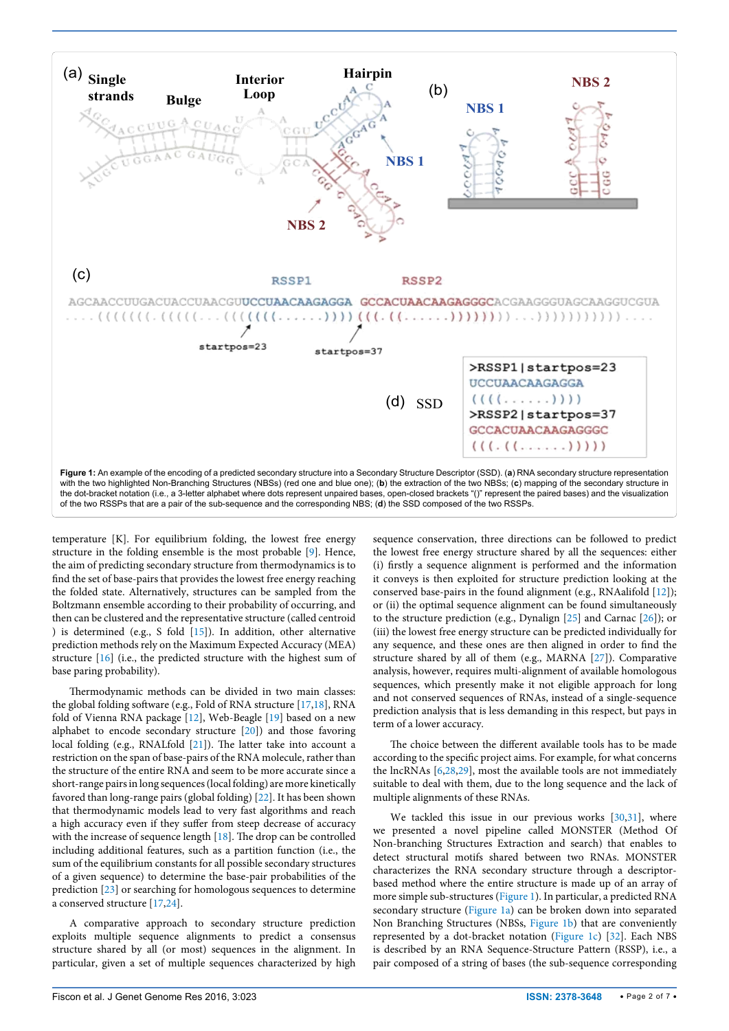Figure 1: An example of the encoding of a predicted secondary structure into a Secondary Structure Descriptor (SSD). (**a**) RNA secondary structure representation with the two highlighted Non-Branching Structures (NBSs) (red one and blue one); (**b**) the extraction of the two NBSs; (**c**) mapping of the secondary structure in the dot-bracket notation (i.e., a 3-letter alphabet where dots represent unpaired bases, open-closed brackets "()" represent the paired bases) and the visualization of the two RSSPs that are a pair of the sub-sequence and the corresponding NBS; (**d**) the SSD composed of the two RSSPs.

temperature [K]. For equilibrium folding, the lowest free energy structure in the folding ensemble is the most probable [9]. Hence, the aim of predicting secondary structure from thermodynamics is to find the set of base-pairs that provides the lowest free energy reaching the folded state. Alternatively, structures can be sampled from the Boltzmann ensemble according to their probability of occurring, and then can be clustered and the representative structure (called centroid ) is determined (e.g., S fold [15]). In addition, other alternative prediction methods rely on the Maximum Expected Accuracy (MEA) structure [16] (i.e., the predicted structure with the highest sum of base paring probability).

Thermodynamic methods can be divided in two main classes: the global folding software (e.g., Fold of RNA structure [17,18], RNA fold of Vienna RNA package [12], Web-Beagle [19] based on a new alphabet to encode secondary structure [20]) and those favoring local folding (e.g., RNALfold [21]). The latter take into account a restriction on the span of base-pairs of the RNA molecule, rather than the structure of the entire RNA and seem to be more accurate since a short-range pairs in long sequences (local folding) are more kinetically favored than long-range pairs (global folding) [22]. It has been shown that thermodynamic models lead to very fast algorithms and reach a high accuracy even if they suffer from steep decrease of accuracy with the increase of sequence length [18]. The drop can be controlled including additional features, such as a partition function (i.e., the sum of the equilibrium constants for all possible secondary structures of a given sequence) to determine the base-pair probabilities of the prediction [23] or searching for homologous sequences to determine a conserved structure [17,24].

A comparative approach to secondary structure prediction exploits multiple sequence alignments to predict a consensus structure shared by all (or most) sequences in the alignment. In particular, given a set of multiple sequences characterized by high sequence conservation, three directions can be followed to predict the lowest free energy structure shared by all the sequences: either (i) firstly a sequence alignment is performed and the information it conveys is then exploited for structure prediction looking at the conserved base-pairs in the found alignment (e.g., RNAalifold [12]); or (ii) the optimal sequence alignment can be found simultaneously to the structure prediction (e.g., Dynalign [25] and Carnac [26]); or (iii) the lowest free energy structure can be predicted individually for any sequence, and these ones are then aligned in order to find the structure shared by all of them (e.g., MARNA [27]). Comparative analysis, however, requires multi-alignment of available homologous sequences, which presently make it not eligible approach for long and not conserved sequences of RNAs, instead of a single-sequence prediction analysis that is less demanding in this respect, but pays in term of a lower accuracy.

The choice between the different available tools has to be made according to the specific project aims. For example, for what concerns the lncRNAs [6,28,29], most the available tools are not immediately suitable to deal with them, due to the long sequence and the lack of multiple alignments of these RNAs.

We tackled this issue in our previous works [30,31], where we presented a novel pipeline called MONSTER (Method Of Non-branching Structures Extraction and search) that enables to detect structural motifs shared between two RNAs. MONSTER characterizes the RNA secondary structure through a descriptor-based method where the entire structure is made up of an array of more simple sub-structures (Figure 1). In particular, a predicted RNA secondary structure (Figure 1a) can be broken down into separated Non Branching Structures (NBSs, Figure 1b) that are conveniently represented by a dot-bracket notation (Figure 1c) [32]. Each NBS is described by an RNA Sequence-Structure Pattern (RSSP), i.e., a pair composed of a string of bases (the sub-sequence corresponding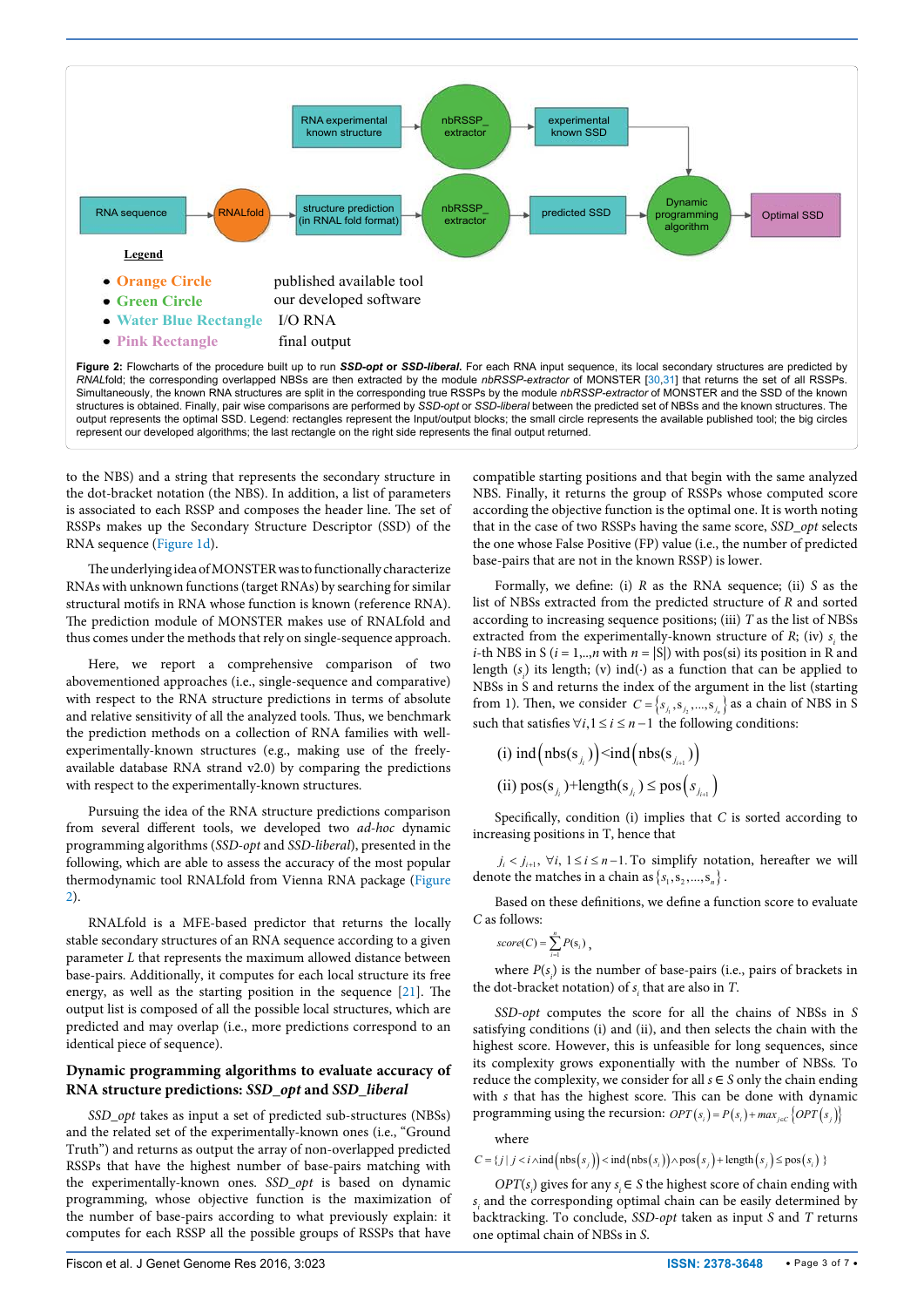Legend

- Orange Circle — published available tool
- Green Circle — our developed software
- Water Blue Rectangle — I/O RNA
- Pink Rectangle — final output

**Figure 2:** Flowcharts of the procedure built up to run ***SSD-opt* or *SSD-liberal*.** For each RNA input sequence, its local secondary structures are predicted by *RNAL*fold; the corresponding overlapped NBSs are then extracted by the module *nbRSSP-extractor* of MONSTER [30,31] that returns the set of all RSSPs. Simultaneously, the known RNA structures are split in the corresponding true RSSPs by the module *nbRSSP-extractor* of MONSTER and the SSD of the known structures is obtained. Finally, pair wise comparisons are performed by *SSD-opt* or *SSD-liberal* between the predicted set of NBSs and the known structures. The output represents the optimal SSD. Legend: rectangles represent the Input/output blocks; the small circle represents the available published tool; the big circles represent our developed algorithms; the last rectangle on the right side represents the final output returned.

to the NBS) and a string that represents the secondary structure in the dot-bracket notation (the NBS). In addition, a list of parameters is associated to each RSSP and composes the header line. The set of RSSPs makes up the Secondary Structure Descriptor (SSD) of the RNA sequence (Figure 1d).

The underlying idea of MONSTER was to functionally characterize RNAs with unknown functions (target RNAs) by searching for similar structural motifs in RNA whose function is known (reference RNA). The prediction module of MONSTER makes use of RNALfold and thus comes under the methods that rely on single-sequence approach.

Here, we report a comprehensive comparison of two abovementioned approaches (i.e., single-sequence and comparative) with respect to the RNA structure predictions in terms of absolute and relative sensitivity of all the analyzed tools. Thus, we benchmark the prediction methods on a collection of RNA families with well-experimentally-known structures (e.g., making use of the freely-available database RNA strand v2.0) by comparing the predictions with respect to the experimentally-known structures.

Pursuing the idea of the RNA structure predictions comparison from several different tools, we developed two *ad-hoc* dynamic programming algorithms (*SSD-opt* and *SSD-liberal*), presented in the following, which are able to assess the accuracy of the most popular thermodynamic tool RNALfold from Vienna RNA package (Figure 2).

RNALfold is a MFE-based predictor that returns the locally stable secondary structures of an RNA sequence according to a given parameter *L* that represents the maximum allowed distance between base-pairs. Additionally, it computes for each local structure its free energy, as well as the starting position in the sequence [21]. The output list is composed of all the possible local structures, which are predicted and may overlap (i.e., more predictions correspond to an identical piece of sequence).

## Dynamic programming algorithms to evaluate accuracy of RNA structure predictions: *SSD_opt* and *SSD_liberal*

*SSD_opt* takes as input a set of predicted sub-structures (NBSs) and the related set of the experimentally-known ones (i.e., "Ground Truth") and returns as output the array of non-overlapped predicted RSSPs that have the highest number of base-pairs matching with the experimentally-known ones. *SSD_opt* is based on dynamic programming, whose objective function is the maximization of the number of base-pairs according to what previously explain: it computes for each RSSP all the possible groups of RSSPs that have compatible starting positions and that begin with the same analyzed NBS. Finally, it returns the group of RSSPs whose computed score according the objective function is the optimal one. It is worth noting that in the case of two RSSPs having the same score, *SSD_opt* selects the one whose False Positive (FP) value (i.e., the number of predicted base-pairs that are not in the known RSSP) is lower.

Formally, we define: (i) *R* as the RNA sequence; (ii) *S* as the list of NBSs extracted from the predicted structure of *R* and sorted according to increasing sequence positions; (iii) *T* as the list of NBSs extracted from the experimentally-known structure of *R*; (iv) $s_i$ the *i*-th NBS in S ($i = 1,..,n$ with $n = |S|$) with pos(si) its position in R and length ($s_i$) its length; (v) ind(·) as a function that can be applied to NBSs in S and returns the index of the argument in the list (starting from 1). Then, we consider $C = \{s_{j_1}, s_{j_2}, \ldots, s_{j_n}\}$ as a chain of NBS in S such that satisfies $\forall i, 1 \le i \le n-1$ the following conditions:

$$\text{(i) } \operatorname{ind}\left(\operatorname{nbs}(s_{j_i})\right) < \operatorname{ind}\left(\operatorname{nbs}(s_{j_{i+1}})\right)$$

$$\text{(ii) } \operatorname{pos}(s_{j_i}) + \operatorname{length}(s_{j_i}) \le \operatorname{pos}\left(s_{j_{i+1}}\right)$$

Specifically, condition (i) implies that *C* is sorted according to increasing positions in T, hence that

$j_i < j_{i+1}, \ \forall i, \ 1 \le i \le n-1$. To simplify notation, hereafter we will denote the matches in a chain as $\{s_1, s_2, \ldots, s_n\}$.

Based on these definitions, we define a function score to evaluate *C* as follows:

$$score(C) = \sum_{i=1}^{n} P(s_i),$$

where $P(s_i)$ is the number of base-pairs (i.e., pairs of brackets in the dot-bracket notation) of $s_i$ that are also in *T*.

*SSD-opt* computes the score for all the chains of NBSs in *S* satisfying conditions (i) and (ii), and then selects the chain with the highest score. However, this is unfeasible for long sequences, since its complexity grows exponentially with the number of NBSs. To reduce the complexity, we consider for all $s \in S$ only the chain ending with *s* that has the highest score. This can be done with dynamic programming using the recursion: $OPT(s_i) = P(s_i) + max_{j \in C}\{OPT(s_j)\}$

where

$$C = \{ j \mid j < i \wedge \operatorname{ind}(\operatorname{nbs}(s_j)) < \operatorname{ind}(\operatorname{nbs}(s_i)) \wedge \operatorname{pos}(s_j) + \operatorname{length}(s_j) \le \operatorname{pos}(s_i) \}$$

$OPT(s_i)$ gives for any $s_i \in S$ the highest score of chain ending with $s_i$ and the corresponding optimal chain can be easily determined by backtracking. To conclude, *SSD-opt* taken as input *S* and *T* returns one optimal chain of NBSs in *S*.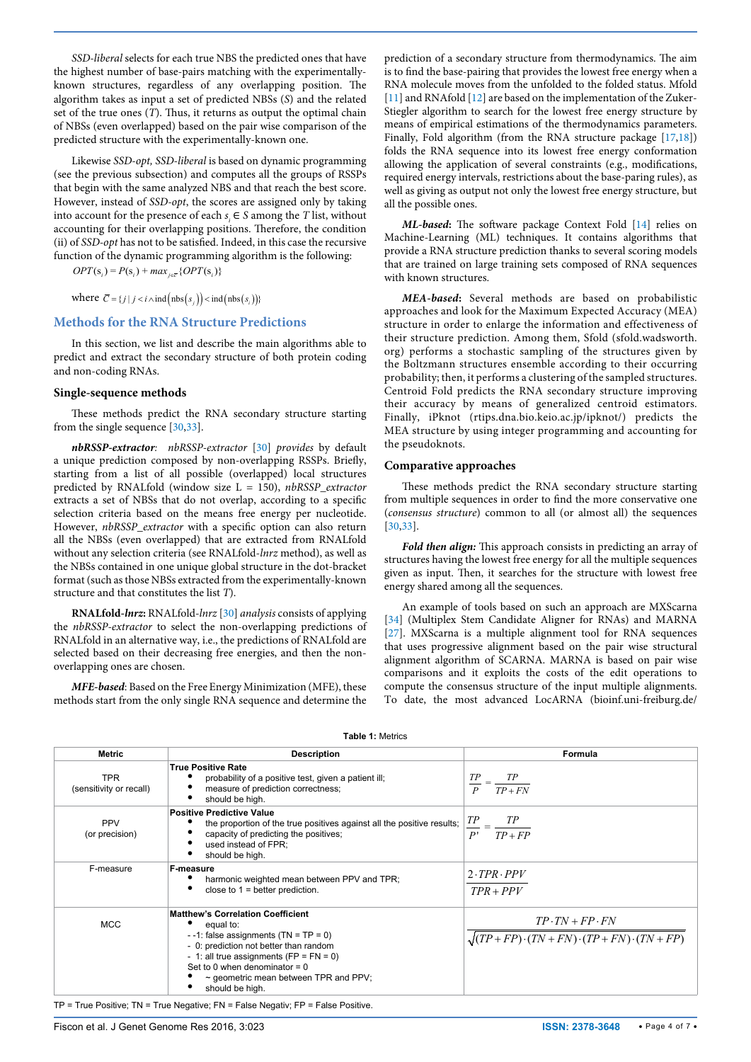*SSD-liberal* selects for each true NBS the predicted ones that have the highest number of base-pairs matching with the experimentally-known structures, regardless of any overlapping position. The algorithm takes as input a set of predicted NBSs ($S$) and the related set of the true ones ($T$). Thus, it returns as output the optimal chain of NBSs (even overlapped) based on the pair wise comparison of the predicted structure with the experimentally-known one.

Likewise *SSD-opt, SSD-liberal* is based on dynamic programming (see the previous subsection) and computes all the groups of RSSPs that begin with the same analyzed NBS and that reach the best score. However, instead of *SSD-opt*, the scores are assigned only by taking into account for the presence of each $s_i \in S$ among the $T$ list, without accounting for their overlapping positions. Therefore, the condition (ii) of *SSD-opt* has not to be satisfied. Indeed, in this case the recursive function of the dynamic programming algorithm is the following:

$$OPT(s_i) = P(s_i) + max_{j \in \bar{C}}\{OPT(s_j)\}$$

where $\bar{C} = \{j \mid j < i \wedge \text{ind}(\text{nbs}(s_j)) < \text{ind}(\text{nbs}(s_i))\}$

## Methods for the RNA Structure Predictions

In this section, we list and describe the main algorithms able to predict and extract the secondary structure of both protein coding and non-coding RNAs.

### Single-sequence methods

These methods predict the RNA secondary structure starting from the single sequence [30,33].

***nbRSSP-extractor**:* *nbRSSP-extractor* [30] *provides* by default a unique prediction composed by non-overlapping RSSPs. Briefly, starting from a list of all possible (overlapped) local structures predicted by RNALfold (window size L = 150), *nbRSSP_extractor* extracts a set of NBSs that do not overlap, according to a specific selection criteria based on the means free energy per nucleotide. However, *nbRSSP_extractor* with a specific option can also return all the NBSs (even overlapped) that are extracted from RNALfold without any selection criteria (see RNALfold-*lnrz* method), as well as the NBSs contained in one unique global structure in the dot-bracket format (such as those NBSs extracted from the experimentally-known structure and that constitutes the list $T$).

**RNALfold-*lnrz*:** RNALfold-*lnrz* [30] *analysis* consists of applying the *nbRSSP-extractor* to select the non-overlapping predictions of RNALfold in an alternative way, i.e., the predictions of RNALfold are selected based on their decreasing free energies, and then the non-overlapping ones are chosen.

***MFE-based***: Based on the Free Energy Minimization (MFE), these methods start from the only single RNA sequence and determine the prediction of a secondary structure from thermodynamics. The aim is to find the base-pairing that provides the lowest free energy when a RNA molecule moves from the unfolded to the folded status. Mfold [11] and RNAfold [12] are based on the implementation of the Zuker-Stiegler algorithm to search for the lowest free energy structure by means of empirical estimations of the thermodynamics parameters. Finally, Fold algorithm (from the RNA structure package [17,18]) folds the RNA sequence into its lowest free energy conformation allowing the application of several constraints (e.g., modifications, required energy intervals, restrictions about the base-paring rules), as well as giving as output not only the lowest free energy structure, but all the possible ones.

***ML-based*:** The software package Context Fold [14] relies on Machine-Learning (ML) techniques. It contains algorithms that provide a RNA structure prediction thanks to several scoring models that are trained on large training sets composed of RNA sequences with known structures.

***MEA-based*:** Several methods are based on probabilistic approaches and look for the Maximum Expected Accuracy (MEA) structure in order to enlarge the information and effectiveness of their structure prediction. Among them, Sfold (sfold.wadsworth.org) performs a stochastic sampling of the structures given by the Boltzmann structures ensemble according to their occurring probability; then, it performs a clustering of the sampled structures. Centroid Fold predicts the RNA secondary structure improving their accuracy by means of generalized centroid estimators. Finally, iPknot (rtips.dna.bio.keio.ac.jp/ipknot/) predicts the MEA structure by using integer programming and accounting for the pseudoknots.

### Comparative approaches

These methods predict the RNA secondary structure starting from multiple sequences in order to find the more conservative one (*consensus structure*) common to all (or almost all) the sequences [30,33].

***Fold then align:*** This approach consists in predicting an array of structures having the lowest free energy for all the multiple sequences given as input. Then, it searches for the structure with lowest free energy shared among all the sequences.

An example of tools based on such an approach are MXScarna [34] (Multiplex Stem Candidate Aligner for RNAs) and MARNA [27]. MXScarna is a multiple alignment tool for RNA sequences that uses progressive alignment based on the pair wise structural alignment algorithm of SCARNA. MARNA is based on pair wise comparisons and it exploits the costs of the edit operations to compute the consensus structure of the input multiple alignments. To date, the most advanced LocARNA (bioinf.uni-freiburg.de/

**Table 1:** Metrics

| Metric | Description | Formula |
|---|---|---|
| TPR (sensitivity or recall) | **True Positive Rate**<br>• probability of a positive test, given a patient ill;<br>• measure of prediction correctness;<br>• should be high. | $\frac{TP}{P} = \frac{TP}{TP + FN}$ |
| PPV (or precision) | **Positive Predictive Value**<br>• the proportion of the true positives against all the positive results;<br>• capacity of predicting the positives;<br>• used instead of FPR;<br>• should be high. | $\frac{TP}{P'} = \frac{TP}{TP + FP}$ |
| F-measure | **F-measure**<br>• harmonic weighted mean between PPV and TPR;<br>• close to 1 = better prediction. | $\frac{2 \cdot TPR \cdot PPV}{TPR + PPV}$ |
| MCC | **Matthew's Correlation Coefficient**<br>• equal to:<br>- -1: false assignments (TN = TP = 0)<br>- 0: prediction not better than random<br>- 1: all true assignments (FP = FN = 0)<br>Set to 0 when denominator = 0<br>• ~ geometric mean between TPR and PPV;<br>• should be high. | $\frac{TP \cdot TN + FP \cdot FN}{\sqrt{(TP+FP)\cdot(TN+FN)\cdot(TP+FN)\cdot(TN+FP)}}$ |

TP = True Positive; TN = True Negative; FN = False Negativ; FP = False Positive.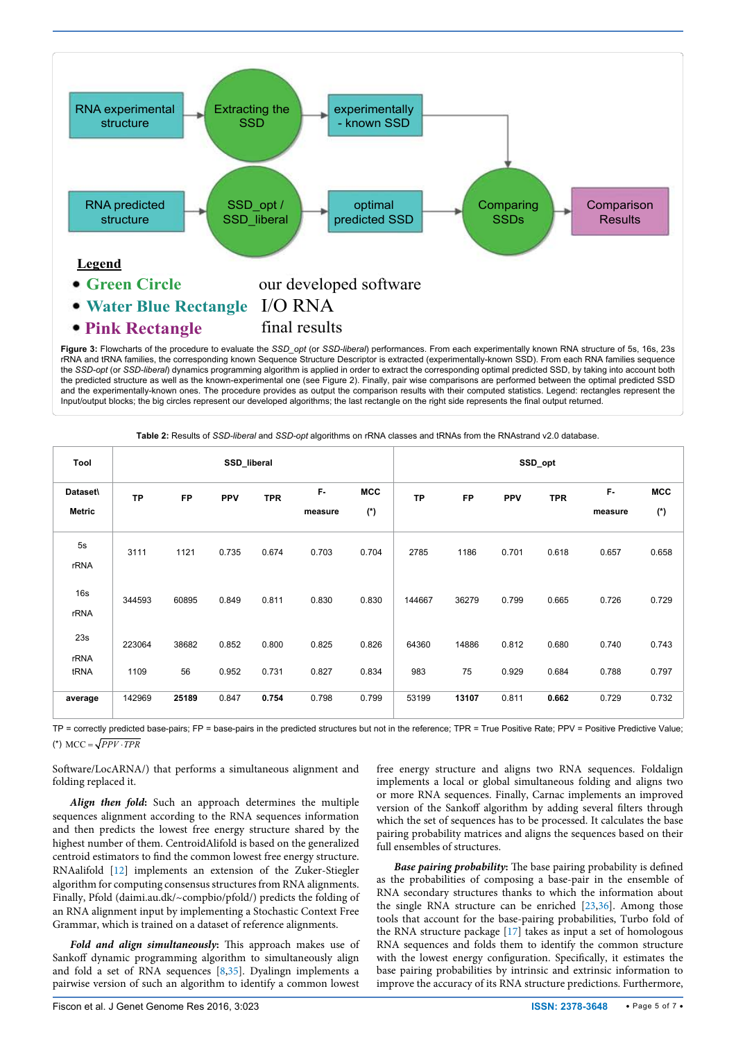RNA experimental structure → Extracting the SSD → experimentally - known SSD

RNA predicted structure → SSD_opt / SSD_liberal → optimal predicted SSD → Comparing SSDs → Comparison Results

**Legend**

- **Green Circle** our developed software
- **Water Blue Rectangle** I/O RNA
- **Pink Rectangle** final results

**Figure 3:** Flowcharts of the procedure to evaluate the *SSD_opt* (or *SSD-liberal*) performances. From each experimentally known RNA structure of 5s, 16s, 23s rRNA and tRNA families, the corresponding known Sequence Structure Descriptor is extracted (experimentally-known SSD). From each RNA families sequence the *SSD-opt* (or *SSD-liberal*) dynamics programming algorithm is applied in order to extract the corresponding optimal predicted SSD, by taking into account both the predicted structure as well as the known-experimental one (see Figure 2). Finally, pair wise comparisons are performed between the optimal predicted SSD and the experimentally-known ones. The procedure provides as output the comparison results with their computed statistics. Legend: rectangles represent the Input/output blocks; the big circles represent our developed algorithms; the last rectangle on the right side represents the final output returned.

**Table 2:** Results of *SSD-liberal* and *SSD-opt* algorithms on rRNA classes and tRNAs from the RNAstrand v2.0 database.

| Tool | SSD_liberal | | | | | | SSD_opt | | | | | |
|---|---|---|---|---|---|---|---|---|---|---|---|---|
| Dataset\ Metric | TP | FP | PPV | TPR | F-measure | MCC (*) | TP | FP | PPV | TPR | F-measure | MCC (*) |
| 5s rRNA | 3111 | 1121 | 0.735 | 0.674 | 0.703 | 0.704 | 2785 | 1186 | 0.701 | 0.618 | 0.657 | 0.658 |
| 16s rRNA | 344593 | 60895 | 0.849 | 0.811 | 0.830 | 0.830 | 144667 | 36279 | 0.799 | 0.665 | 0.726 | 0.729 |
| 23s rRNA | 223064 | 38682 | 0.852 | 0.800 | 0.825 | 0.826 | 64360 | 14886 | 0.812 | 0.680 | 0.740 | 0.743 |
| tRNA | 1109 | 56 | 0.952 | 0.731 | 0.827 | 0.834 | 983 | 75 | 0.929 | 0.684 | 0.788 | 0.797 |
| **average** | 142969 | **25189** | 0.847 | **0.754** | 0.798 | 0.799 | 53199 | **13107** | 0.811 | **0.662** | 0.729 | 0.732 |

TP = correctly predicted base-pairs; FP = base-pairs in the predicted structures but not in the reference; TPR = True Positive Rate; PPV = Positive Predictive Value;
(*) $MCC = \sqrt{PPV \cdot TPR}$

Software/LocARNA/) that performs a simultaneous alignment and folding replaced it.

***Align then fold***: Such an approach determines the multiple sequences alignment according to the RNA sequences information and then predicts the lowest free energy structure shared by the highest number of them. CentroidAlifold is based on the generalized centroid estimators to find the common lowest free energy structure. RNAalifold [12] implements an extension of the Zuker-Stiegler algorithm for computing consensus structures from RNA alignments. Finally, Pfold (daimi.au.dk/~compbio/pfold/) predicts the folding of an RNA alignment input by implementing a Stochastic Context Free Grammar, which is trained on a dataset of reference alignments.

***Fold and align simultaneously***: This approach makes use of Sankoff dynamic programming algorithm to simultaneously align and fold a set of RNA sequences [8,35]. Dyalingn implements a pairwise version of such an algorithm to identify a common lowest free energy structure and aligns two RNA sequences. Foldalign implements a local or global simultaneous folding and aligns two or more RNA sequences. Finally, Carnac implements an improved version of the Sankoff algorithm by adding several filters through which the set of sequences has to be processed. It calculates the base pairing probability matrices and aligns the sequences based on their full ensembles of structures.

***Base pairing probability***: The base pairing probability is defined as the probabilities of composing a base-pair in the ensemble of RNA secondary structures thanks to which the information about the single RNA structure can be enriched [23,36]. Among those tools that account for the base-pairing probabilities, Turbo fold of the RNA structure package [17] takes as input a set of homologous RNA sequences and folds them to identify the common structure with the lowest energy configuration. Specifically, it estimates the base pairing probabilities by intrinsic and extrinsic information to improve the accuracy of its RNA structure predictions. Furthermore,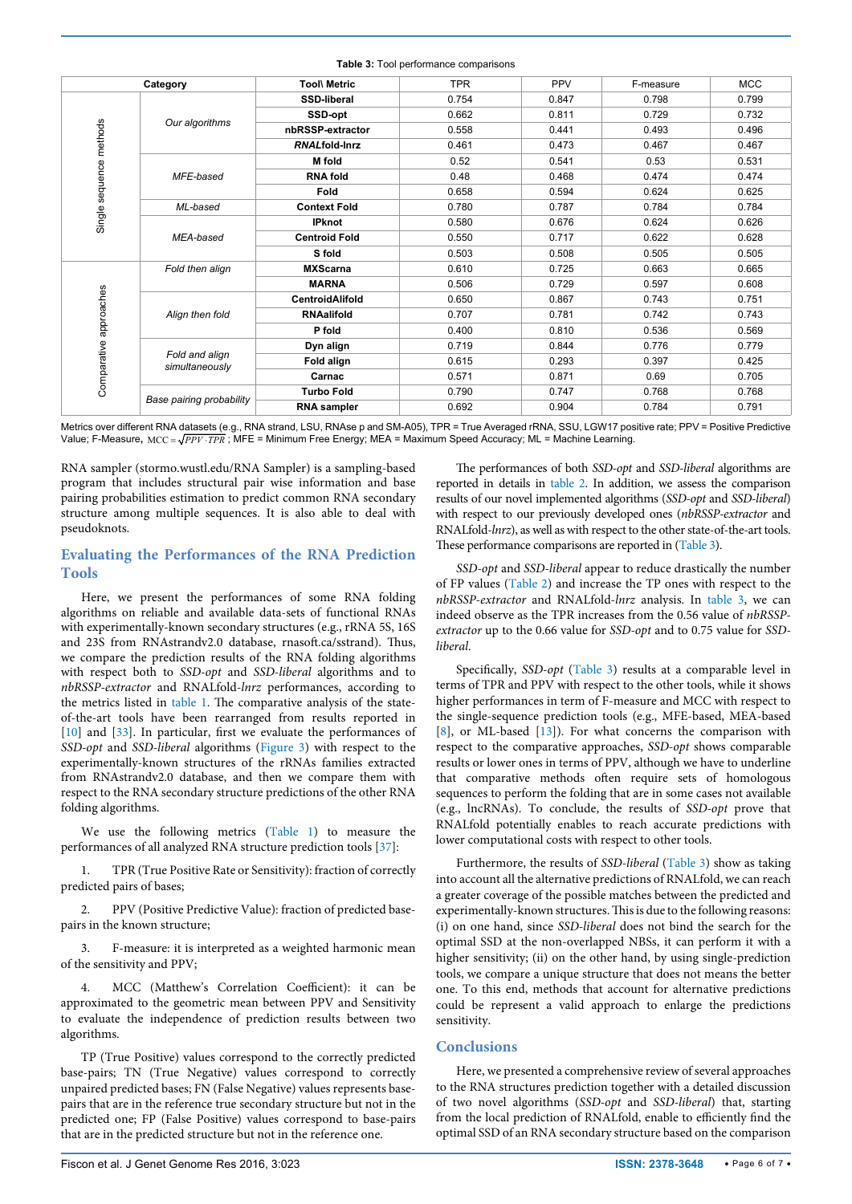**Table 3:** Tool performance comparisons

| Category | | Tool\ Metric | TPR | PPV | F-measure | MCC |
|---|---|---|---|---|---|---|
| Single sequence methods | *Our algorithms* | **SSD-liberal** | 0.754 | 0.847 | 0.798 | 0.799 |
| | | **SSD-opt** | 0.662 | 0.811 | 0.729 | 0.732 |
| | | **nbRSSP-extractor** | 0.558 | 0.441 | 0.493 | 0.496 |
| | | ***RNAL*fold-lnrz** | 0.461 | 0.473 | 0.467 | 0.467 |
| | *MFE-based* | **M fold** | 0.52 | 0.541 | 0.53 | 0.531 |
| | | **RNA fold** | 0.48 | 0.468 | 0.474 | 0.474 |
| | | **Fold** | 0.658 | 0.594 | 0.624 | 0.625 |
| | *ML-based* | **Context Fold** | 0.780 | 0.787 | 0.784 | 0.784 |
| | *MEA-based* | **IPknot** | 0.580 | 0.676 | 0.624 | 0.626 |
| | | **Centroid Fold** | 0.550 | 0.717 | 0.622 | 0.628 |
| | | **S fold** | 0.503 | 0.508 | 0.505 | 0.505 |
| Comparative approaches | *Fold then align* | **MXScarna** | 0.610 | 0.725 | 0.663 | 0.665 |
| | | **MARNA** | 0.506 | 0.729 | 0.597 | 0.608 |
| | *Align then fold* | **CentroidAlifold** | 0.650 | 0.867 | 0.743 | 0.751 |
| | | **RNAalifold** | 0.707 | 0.781 | 0.742 | 0.743 |
| | | **P fold** | 0.400 | 0.810 | 0.536 | 0.569 |
| | *Fold and align simultaneously* | **Dyn align** | 0.719 | 0.844 | 0.776 | 0.779 |
| | | **Fold align** | 0.615 | 0.293 | 0.397 | 0.425 |
| | | **Carnac** | 0.571 | 0.871 | 0.69 | 0.705 |
| | *Base pairing probability* | **Turbo Fold** | 0.790 | 0.747 | 0.768 | 0.768 |
| | | **RNA sampler** | 0.692 | 0.904 | 0.784 | 0.791 |

Metrics over different RNA datasets (e.g., RNA strand, LSU, RNAse p and SM-A05), TPR = True Averaged rRNA, SSU, LGW17 positive rate; PPV = Positive Predictive Value; F-Measure, $MCC = \sqrt{PPV \cdot TPR}$ ; MFE = Minimum Free Energy; MEA = Maximum Speed Accuracy; ML = Machine Learning.

RNA sampler (stormo.wustl.edu/RNA Sampler) is a sampling-based program that includes structural pair wise information and base pairing probabilities estimation to predict common RNA secondary structure among multiple sequences. It is also able to deal with pseudoknots.

## Evaluating the Performances of the RNA Prediction Tools

Here, we present the performances of some RNA folding algorithms on reliable and available data-sets of functional RNAs with experimentally-known secondary structures (e.g., rRNA 5S, 16S and 23S from RNAstrandv2.0 database, rnasoft.ca/sstrand). Thus, we compare the prediction results of the RNA folding algorithms with respect both to *SSD-opt* and *SSD-liberal* algorithms and to *nbRSSP-extractor* and RNALfold-*lnrz* performances, according to the metrics listed in table 1. The comparative analysis of the state-of-the-art tools have been rearranged from results reported in [10] and [33]. In particular, first we evaluate the performances of *SSD-opt* and *SSD-liberal* algorithms (Figure 3) with respect to the experimentally-known structures of the rRNAs families extracted from RNAstrandv2.0 database, and then we compare them with respect to the RNA secondary structure predictions of the other RNA folding algorithms.

We use the following metrics (Table 1) to measure the performances of all analyzed RNA structure prediction tools [37]:

1. TPR (True Positive Rate or Sensitivity): fraction of correctly predicted pairs of bases;

2. PPV (Positive Predictive Value): fraction of predicted base-pairs in the known structure;

3. F-measure: it is interpreted as a weighted harmonic mean of the sensitivity and PPV;

4. MCC (Matthew's Correlation Coefficient): it can be approximated to the geometric mean between PPV and Sensitivity to evaluate the independence of prediction results between two algorithms.

TP (True Positive) values correspond to the correctly predicted base-pairs; TN (True Negative) values correspond to correctly unpaired predicted bases; FN (False Negative) values represents base-pairs that are in the reference true secondary structure but not in the predicted one; FP (False Positive) values correspond to base-pairs that are in the predicted structure but not in the reference one.

The performances of both *SSD-opt* and *SSD-liberal* algorithms are reported in details in table 2. In addition, we assess the comparison results of our novel implemented algorithms (*SSD-opt* and *SSD-liberal*) with respect to our previously developed ones (*nbRSSP-extractor* and RNALfold-*lnrz*), as well as with respect to the other state-of-the-art tools. These performance comparisons are reported in (Table 3).

*SSD-opt* and *SSD-liberal* appear to reduce drastically the number of FP values (Table 2) and increase the TP ones with respect to the *nbRSSP-extractor* and RNALfold-*lnrz* analysis. In table 3, we can indeed observe as the TPR increases from the 0.56 value of *nbRSSP-extractor* up to the 0.66 value for *SSD-opt* and to 0.75 value for *SSD-liberal*.

Specifically, *SSD-opt* (Table 3) results at a comparable level in terms of TPR and PPV with respect to the other tools, while it shows higher performances in term of F-measure and MCC with respect to the single-sequence prediction tools (e.g., MFE-based, MEA-based [8], or ML-based [13]). For what concerns the comparison with respect to the comparative approaches, *SSD-opt* shows comparable results or lower ones in terms of PPV, although we have to underline that comparative methods often require sets of homologous sequences to perform the folding that are in some cases not available (e.g., lncRNAs). To conclude, the results of *SSD-opt* prove that RNALfold potentially enables to reach accurate predictions with lower computational costs with respect to other tools.

Furthermore, the results of *SSD-liberal* (Table 3) show as taking into account all the alternative predictions of RNALfold, we can reach a greater coverage of the possible matches between the predicted and experimentally-known structures. This is due to the following reasons: (i) on one hand, since *SSD-liberal* does not bind the search for the optimal SSD at the non-overlapped NBSs, it can perform it with a higher sensitivity; (ii) on the other hand, by using single-prediction tools, we compare a unique structure that does not means the better one. To this end, methods that account for alternative predictions could be represent a valid approach to enlarge the predictions sensitivity.

## Conclusions

Here, we presented a comprehensive review of several approaches to the RNA structures prediction together with a detailed discussion of two novel algorithms (*SSD-opt* and *SSD-liberal*) that, starting from the local prediction of RNALfold, enable to efficiently find the optimal SSD of an RNA secondary structure based on the comparison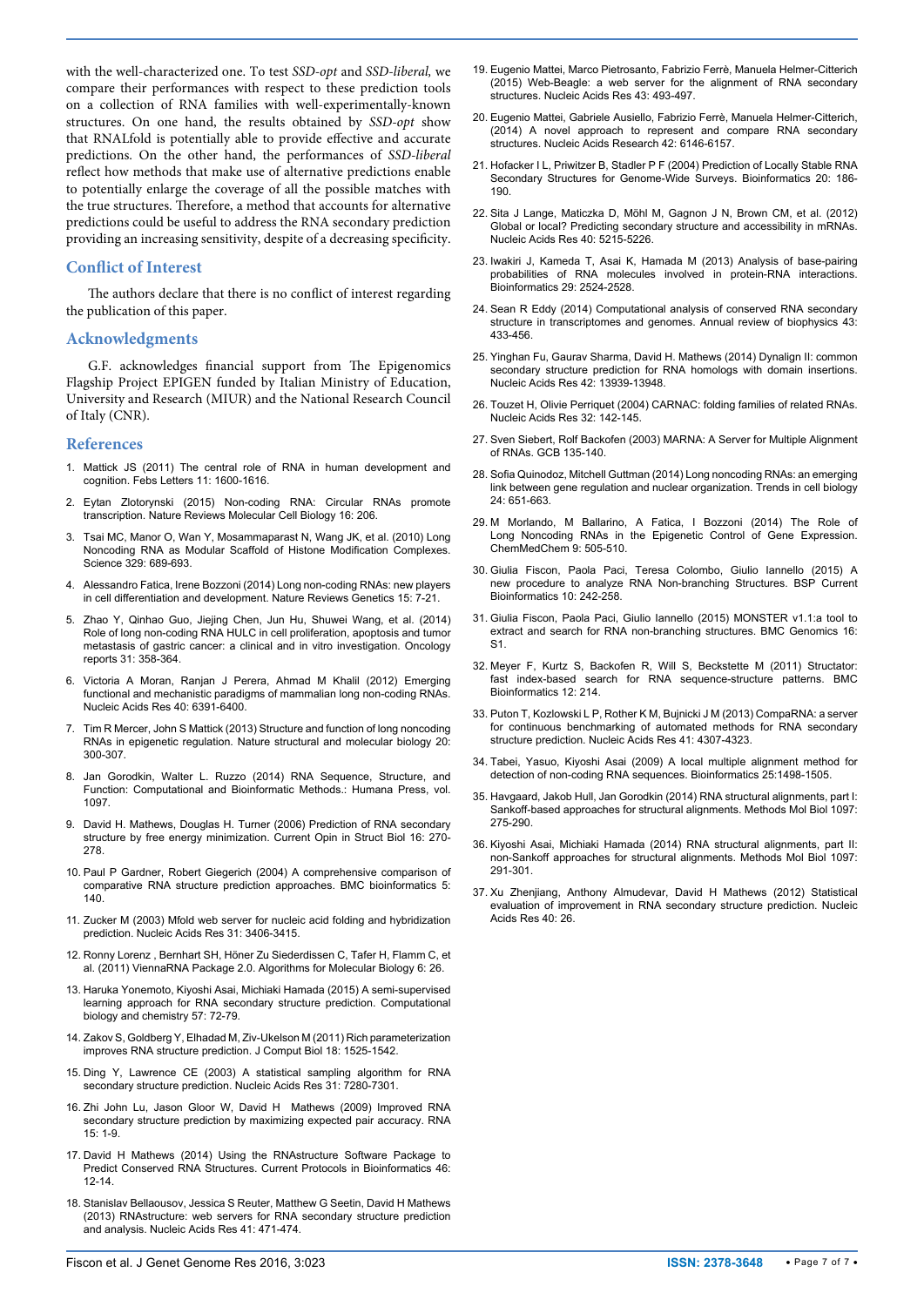with the well-characterized one. To test *SSD-opt* and *SSD-liberal*, we compare their performances with respect to these prediction tools on a collection of RNA families with well-experimentally-known structures. On one hand, the results obtained by *SSD-opt* show that RNALfold is potentially able to provide effective and accurate predictions. On the other hand, the performances of *SSD-liberal* reflect how methods that make use of alternative predictions enable to potentially enlarge the coverage of all the possible matches with the true structures. Therefore, a method that accounts for alternative predictions could be useful to address the RNA secondary prediction providing an increasing sensitivity, despite of a decreasing specificity.

## Conflict of Interest

The authors declare that there is no conflict of interest regarding the publication of this paper.

## Acknowledgments

G.F. acknowledges financial support from The Epigenomics Flagship Project EPIGEN funded by Italian Ministry of Education, University and Research (MIUR) and the National Research Council of Italy (CNR).

## References

1. Mattick JS (2011) The central role of RNA in human development and cognition. Febs Letters 11: 1600-1616.
2. Eytan Zlotorynski (2015) Non-coding RNA: Circular RNAs promote transcription. Nature Reviews Molecular Cell Biology 16: 206.
3. Tsai MC, Manor O, Wan Y, Mosammaparast N, Wang JK, et al. (2010) Long Noncoding RNA as Modular Scaffold of Histone Modification Complexes. Science 329: 689-693.
4. Alessandro Fatica, Irene Bozzoni (2014) Long non-coding RNAs: new players in cell differentiation and development. Nature Reviews Genetics 15: 7-21.
5. Zhao Y, Qinhao Guo, Jiejing Chen, Jun Hu, Shuwei Wang, et al. (2014) Role of long non-coding RNA HULC in cell proliferation, apoptosis and tumor metastasis of gastric cancer: a clinical and in vitro investigation. Oncology reports 31: 358-364.
6. Victoria A Moran, Ranjan J Perera, Ahmad M Khalil (2012) Emerging functional and mechanistic paradigms of mammalian long non-coding RNAs. Nucleic Acids Res 40: 6391-6400.
7. Tim R Mercer, John S Mattick (2013) Structure and function of long noncoding RNAs in epigenetic regulation. Nature structural and molecular biology 20: 300-307.
8. Jan Gorodkin, Walter L. Ruzzo (2014) RNA Sequence, Structure, and Function: Computational and Bioinformatic Methods.: Humana Press, vol. 1097.
9. David H. Mathews, Douglas H. Turner (2006) Prediction of RNA secondary structure by free energy minimization. Current Opin in Struct Biol 16: 270-278.
10. Paul P Gardner, Robert Giegerich (2004) A comprehensive comparison of comparative RNA structure prediction approaches. BMC bioinformatics 5: 140.
11. Zucker M (2003) Mfold web server for nucleic acid folding and hybridization prediction. Nucleic Acids Res 31: 3406-3415.
12. Ronny Lorenz , Bernhart SH, Höner Zu Siederdissen C, Tafer H, Flamm C, et al. (2011) ViennaRNA Package 2.0. Algorithms for Molecular Biology 6: 26.
13. Haruka Yonemoto, Kiyoshi Asai, Michiaki Hamada (2015) A semi-supervised learning approach for RNA secondary structure prediction. Computational biology and chemistry 57: 72-79.
14. Zakov S, Goldberg Y, Elhadad M, Ziv-Ukelson M (2011) Rich parameterization improves RNA structure prediction. J Comput Biol 18: 1525-1542.
15. Ding Y, Lawrence CE (2003) A statistical sampling algorithm for RNA secondary structure prediction. Nucleic Acids Res 31: 7280-7301.
16. Zhi John Lu, Jason Gloor W, David H Mathews (2009) Improved RNA secondary structure prediction by maximizing expected pair accuracy. RNA 15: 1-9.
17. David H Mathews (2014) Using the RNAstructure Software Package to Predict Conserved RNA Structures. Current Protocols in Bioinformatics 46: 12-14.
18. Stanislav Bellaousov, Jessica S Reuter, Matthew G Seetin, David H Mathews (2013) RNAstructure: web servers for RNA secondary structure prediction and analysis. Nucleic Acids Res 41: 471-474.
19. Eugenio Mattei, Marco Pietrosanto, Fabrizio Ferrè, Manuela Helmer-Citterich (2015) Web-Beagle: a web server for the alignment of RNA secondary structures. Nucleic Acids Res 43: 493-497.
20. Eugenio Mattei, Gabriele Ausiello, Fabrizio Ferrè, Manuela Helmer-Citterich, (2014) A novel approach to represent and compare RNA secondary structures. Nucleic Acids Research 42: 6146-6157.
21. Hofacker I L, Priwitzer B, Stadler P F (2004) Prediction of Locally Stable RNA Secondary Structures for Genome-Wide Surveys. Bioinformatics 20: 186-190.
22. Sita J Lange, Maticzka D, Möhl M, Gagnon J N, Brown CM, et al. (2012) Global or local? Predicting secondary structure and accessibility in mRNAs. Nucleic Acids Res 40: 5215-5226.
23. Iwakiri J, Kameda T, Asai K, Hamada M (2013) Analysis of base-pairing probabilities of RNA molecules involved in protein-RNA interactions. Bioinformatics 29: 2524-2528.
24. Sean R Eddy (2014) Computational analysis of conserved RNA secondary structure in transcriptomes and genomes. Annual review of biophysics 43: 433-456.
25. Yinghan Fu, Gaurav Sharma, David H. Mathews (2014) Dynalign II: common secondary structure prediction for RNA homologs with domain insertions. Nucleic Acids Res 42: 13939-13948.
26. Touzet H, Olivie Perriquet (2004) CARNAC: folding families of related RNAs. Nucleic Acids Res 32: 142-145.
27. Sven Siebert, Rolf Backofen (2003) MARNA: A Server for Multiple Alignment of RNAs. GCB 135-140.
28. Sofia Quinodoz, Mitchell Guttman (2014) Long noncoding RNAs: an emerging link between gene regulation and nuclear organization. Trends in cell biology 24: 651-663.
29. M Morlando, M Ballarino, A Fatica, I Bozzoni (2014) The Role of Long Noncoding RNAs in the Epigenetic Control of Gene Expression. ChemMedChem 9: 505-510.
30. Giulia Fiscon, Paola Paci, Teresa Colombo, Giulio Iannello (2015) A new procedure to analyze RNA Non-branching Structures. BSP Current Bioinformatics 10: 242-258.
31. Giulia Fiscon, Paola Paci, Giulio Iannello (2015) MONSTER v1.1:a tool to extract and search for RNA non-branching structures. BMC Genomics 16: S1.
32. Meyer F, Kurtz S, Backofen R, Will S, Beckstette M (2011) Structator: fast index-based search for RNA sequence-structure patterns. BMC Bioinformatics 12: 214.
33. Puton T, Kozlowski L P, Rother K M, Bujnicki J M (2013) CompaRNA: a server for continuous benchmarking of automated methods for RNA secondary structure prediction. Nucleic Acids Res 41: 4307-4323.
34. Tabei, Yasuo, Kiyoshi Asai (2009) A local multiple alignment method for detection of non-coding RNA sequences. Bioinformatics 25:1498-1505.
35. Havgaard, Jakob Hull, Jan Gorodkin (2014) RNA structural alignments, part I: Sankoff-based approaches for structural alignments. Methods Mol Biol 1097: 275-290.
36. Kiyoshi Asai, Michiaki Hamada (2014) RNA structural alignments, part II: non-Sankoff approaches for structural alignments. Methods Mol Biol 1097: 291-301.
37. Xu Zhenjiang, Anthony Almudevar, David H Mathews (2012) Statistical evaluation of improvement in RNA secondary structure prediction. Nucleic Acids Res 40: 26.